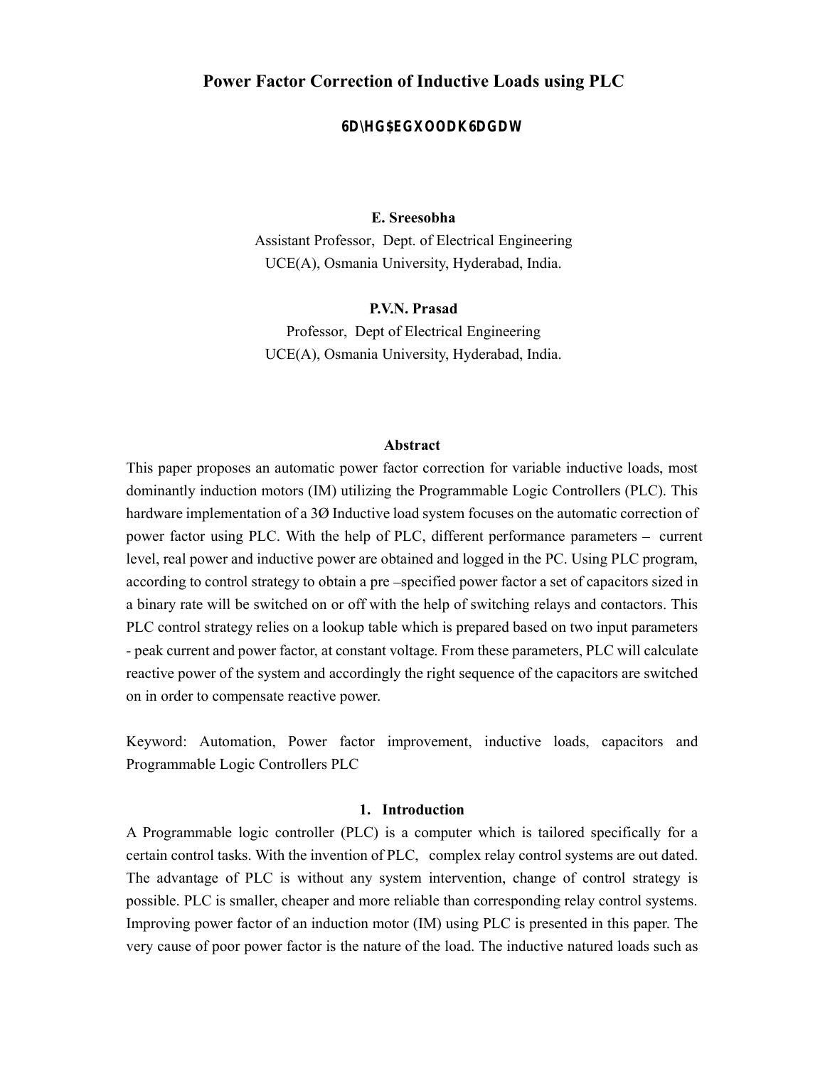# Power Factor Correction of Inductive Loads using PLC

**6D\HG$EGXOODK6DGDW**

**E. Sreesobha**
Assistant Professor, Dept. of Electrical Engineering
UCE(A), Osmania University, Hyderabad, India.

**P.V.N. Prasad**
Professor, Dept of Electrical Engineering
UCE(A), Osmania University, Hyderabad, India.

## Abstract

This paper proposes an automatic power factor correction for variable inductive loads, most dominantly induction motors (IM) utilizing the Programmable Logic Controllers (PLC). This hardware implementation of a 3Ø Inductive load system focuses on the automatic correction of power factor using PLC. With the help of PLC, different performance parameters – current level, real power and inductive power are obtained and logged in the PC. Using PLC program, according to control strategy to obtain a pre –specified power factor a set of capacitors sized in a binary rate will be switched on or off with the help of switching relays and contactors. This PLC control strategy relies on a lookup table which is prepared based on two input parameters - peak current and power factor, at constant voltage. From these parameters, PLC will calculate reactive power of the system and accordingly the right sequence of the capacitors are switched on in order to compensate reactive power.

Keyword: Automation, Power factor improvement, inductive loads, capacitors and Programmable Logic Controllers PLC

## 1. Introduction

A Programmable logic controller (PLC) is a computer which is tailored specifically for a certain control tasks. With the invention of PLC, complex relay control systems are out dated. The advantage of PLC is without any system intervention, change of control strategy is possible. PLC is smaller, cheaper and more reliable than corresponding relay control systems. Improving power factor of an induction motor (IM) using PLC is presented in this paper. The very cause of poor power factor is the nature of the load. The inductive natured loads such as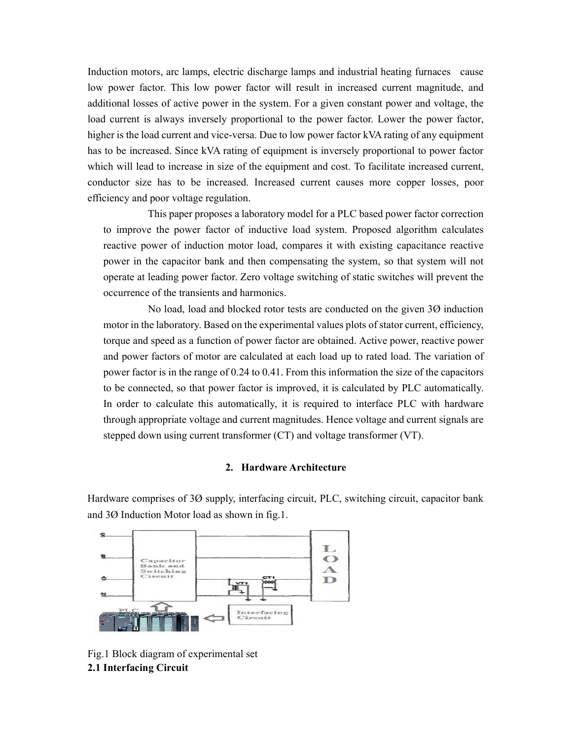Induction motors, arc lamps, electric discharge lamps and industrial heating furnaces cause low power factor. This low power factor will result in increased current magnitude, and additional losses of active power in the system. For a given constant power and voltage, the load current is always inversely proportional to the power factor. Lower the power factor, higher is the load current and vice-versa. Due to low power factor kVA rating of any equipment has to be increased. Since kVA rating of equipment is inversely proportional to power factor which will lead to increase in size of the equipment and cost. To facilitate increased current, conductor size has to be increased. Increased current causes more copper losses, poor efficiency and poor voltage regulation.

This paper proposes a laboratory model for a PLC based power factor correction to improve the power factor of inductive load system. Proposed algorithm calculates reactive power of induction motor load, compares it with existing capacitance reactive power in the capacitor bank and then compensating the system, so that system will not operate at leading power factor. Zero voltage switching of static switches will prevent the occurrence of the transients and harmonics.

No load, load and blocked rotor tests are conducted on the given 3Ø induction motor in the laboratory. Based on the experimental values plots of stator current, efficiency, torque and speed as a function of power factor are obtained. Active power, reactive power and power factors of motor are calculated at each load up to rated load. The variation of power factor is in the range of 0.24 to 0.41. From this information the size of the capacitors to be connected, so that power factor is improved, it is calculated by PLC automatically. In order to calculate this automatically, it is required to interface PLC with hardware through appropriate voltage and current magnitudes. Hence voltage and current signals are stepped down using current transformer (CT) and voltage transformer (VT).

## 2. Hardware Architecture

Hardware comprises of 3Ø supply, interfacing circuit, PLC, switching circuit, capacitor bank and 3Ø Induction Motor load as shown in fig.1.

Fig.1 Block diagram of experimental set

### 2.1 Interfacing Circuit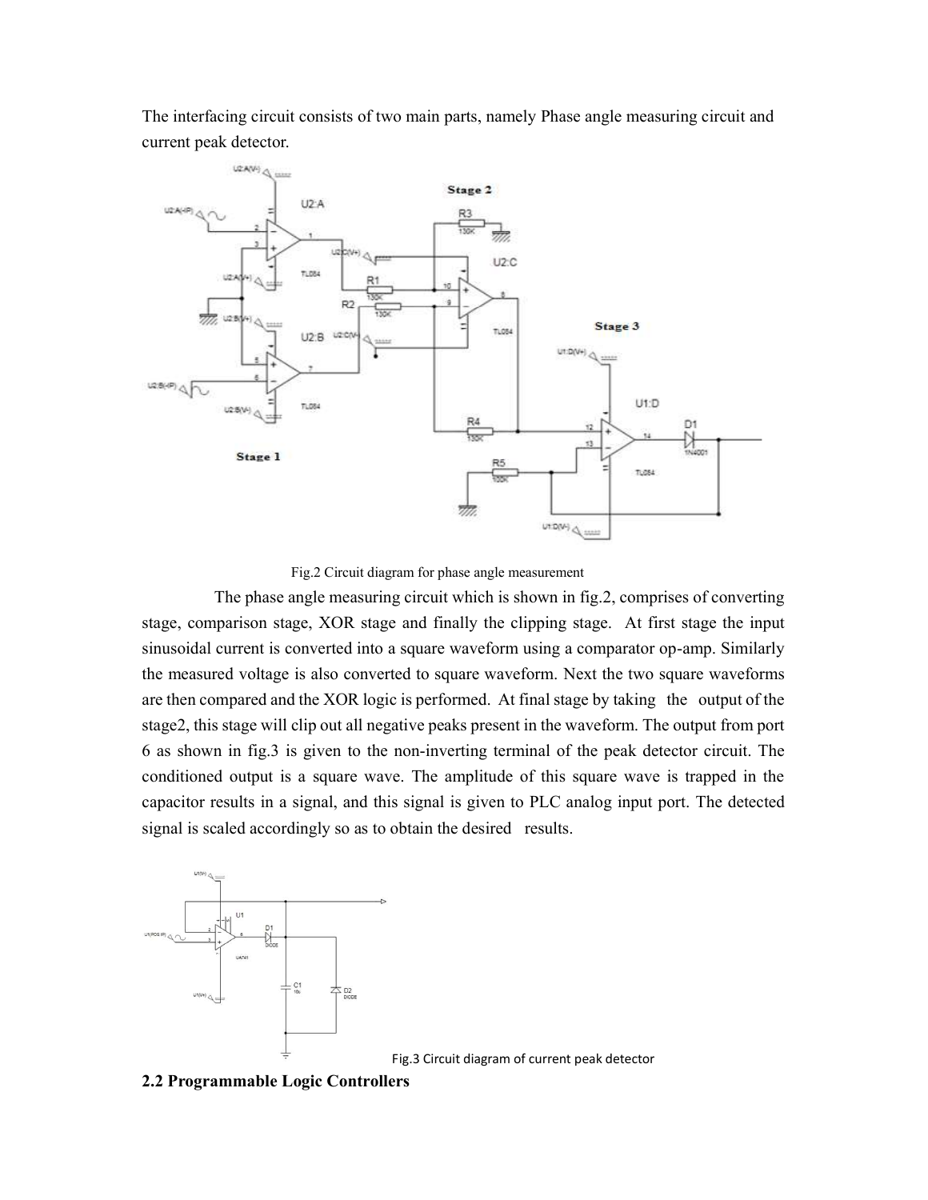The interfacing circuit consists of two main parts, namely Phase angle measuring circuit and current peak detector.

Fig.2 Circuit diagram for phase angle measurement

The phase angle measuring circuit which is shown in fig.2, comprises of converting stage, comparison stage, XOR stage and finally the clipping stage. At first stage the input sinusoidal current is converted into a square waveform using a comparator op-amp. Similarly the measured voltage is also converted to square waveform. Next the two square waveforms are then compared and the XOR logic is performed. At final stage by taking the output of the stage2, this stage will clip out all negative peaks present in the waveform. The output from port 6 as shown in fig.3 is given to the non-inverting terminal of the peak detector circuit. The conditioned output is a square wave. The amplitude of this square wave is trapped in the capacitor results in a signal, and this signal is given to PLC analog input port. The detected signal is scaled accordingly so as to obtain the desired results.

Fig.3 Circuit diagram of current peak detector

## 2.2 Programmable Logic Controllers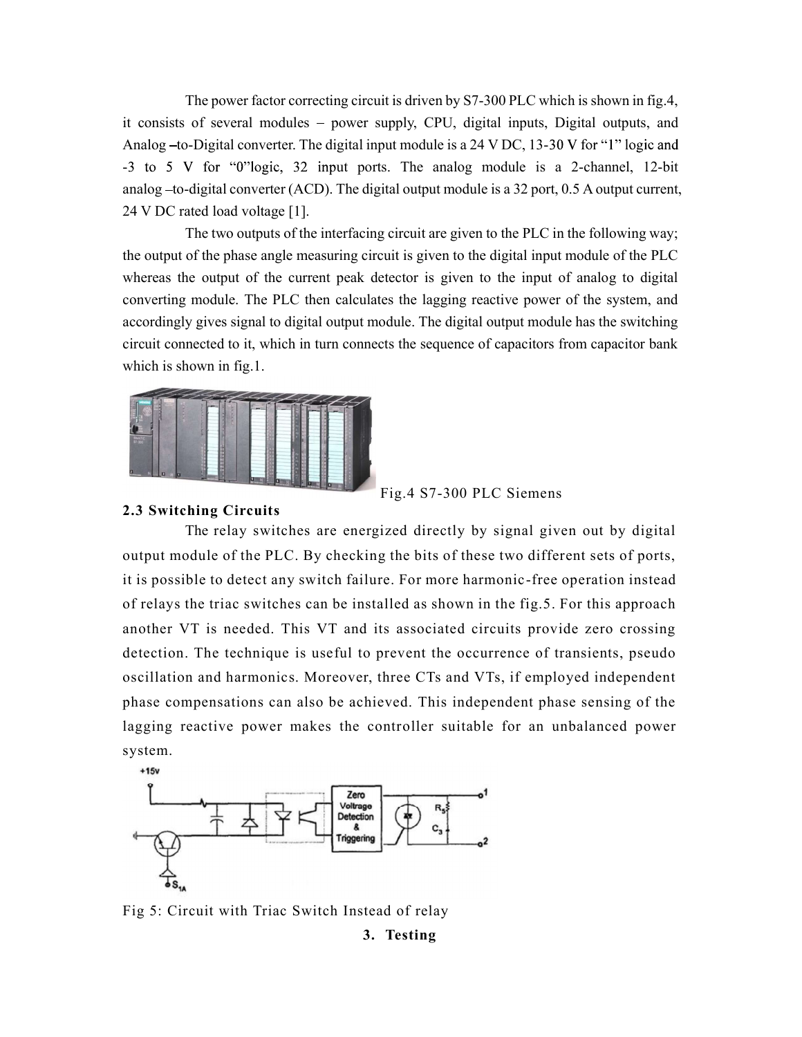The power factor correcting circuit is driven by S7-300 PLC which is shown in fig.4, it consists of several modules – power supply, CPU, digital inputs, Digital outputs, and Analog –to-Digital converter. The digital input module is a 24 V DC, 13-30 V for "1" logic and -3 to 5 V for "0"logic, 32 input ports. The analog module is a 2-channel, 12-bit analog –to-digital converter (ACD). The digital output module is a 32 port, 0.5 A output current, 24 V DC rated load voltage [1].

The two outputs of the interfacing circuit are given to the PLC in the following way; the output of the phase angle measuring circuit is given to the digital input module of the PLC whereas the output of the current peak detector is given to the input of analog to digital converting module. The PLC then calculates the lagging reactive power of the system, and accordingly gives signal to digital output module. The digital output module has the switching circuit connected to it, which in turn connects the sequence of capacitors from capacitor bank which is shown in fig.1.

Fig.4 S7-300 PLC Siemens

### 2.3 Switching Circuits

The relay switches are energized directly by signal given out by digital output module of the PLC. By checking the bits of these two different sets of ports, it is possible to detect any switch failure. For more harmonic-free operation instead of relays the triac switches can be installed as shown in the fig.5. For this approach another VT is needed. This VT and its associated circuits provide zero crossing detection. The technique is useful to prevent the occurrence of transients, pseudo oscillation and harmonics. Moreover, three CTs and VTs, if employed independent phase compensations can also be achieved. This independent phase sensing of the lagging reactive power makes the controller suitable for an unbalanced power system.

Fig 5: Circuit with Triac Switch Instead of relay

## 3. Testing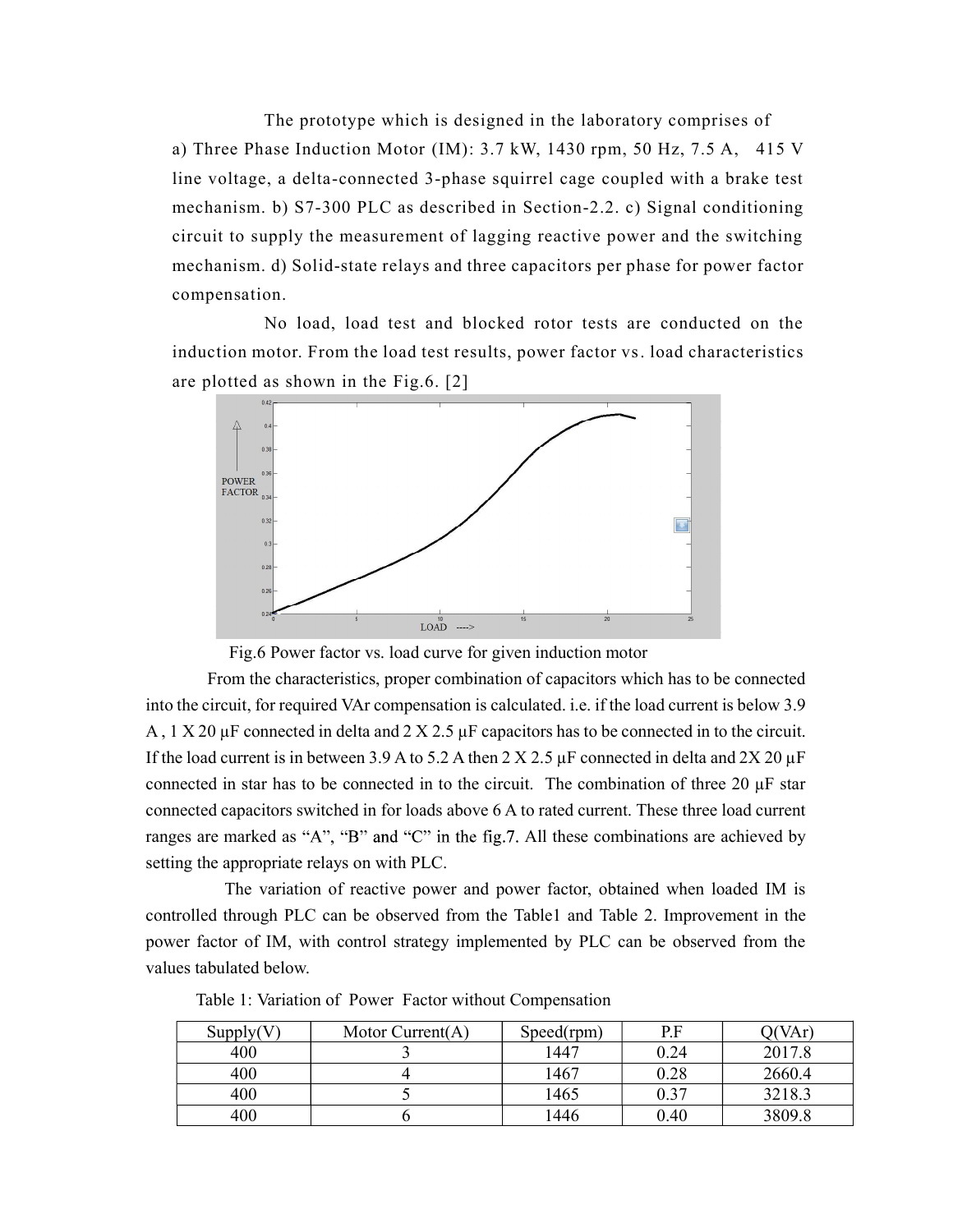The prototype which is designed in the laboratory comprises of

a) Three Phase Induction Motor (IM): 3.7 kW, 1430 rpm, 50 Hz, 7.5 A, 415 V line voltage, a delta-connected 3-phase squirrel cage coupled with a brake test mechanism. b) S7-300 PLC as described in Section-2.2. c) Signal conditioning circuit to supply the measurement of lagging reactive power and the switching mechanism. d) Solid-state relays and three capacitors per phase for power factor compensation.

No load, load test and blocked rotor tests are conducted on the induction motor. From the load test results, power factor vs. load characteristics are plotted as shown in the Fig.6. [2]

Fig.6 Power factor vs. load curve for given induction motor

From the characteristics, proper combination of capacitors which has to be connected into the circuit, for required VAr compensation is calculated. i.e. if the load current is below 3.9 A , 1 X 20 µF connected in delta and 2 X 2.5 µF capacitors has to be connected in to the circuit. If the load current is in between 3.9 A to 5.2 A then 2 X 2.5 µF connected in delta and 2X 20 µF connected in star has to be connected in to the circuit. The combination of three 20 µF star connected capacitors switched in for loads above 6 A to rated current. These three load current ranges are marked as "A", "B" and "C" in the fig.7. All these combinations are achieved by setting the appropriate relays on with PLC.

The variation of reactive power and power factor, obtained when loaded IM is controlled through PLC can be observed from the Table1 and Table 2. Improvement in the power factor of IM, with control strategy implemented by PLC can be observed from the values tabulated below.

Table 1: Variation of Power Factor without Compensation

| Supply(V) | Motor Current(A) | Speed(rpm) | P.F | Q(VAr) |
|---|---|---|---|---|
| 400 | 3 | 1447 | 0.24 | 2017.8 |
| 400 | 4 | 1467 | 0.28 | 2660.4 |
| 400 | 5 | 1465 | 0.37 | 3218.3 |
| 400 | 6 | 1446 | 0.40 | 3809.8 |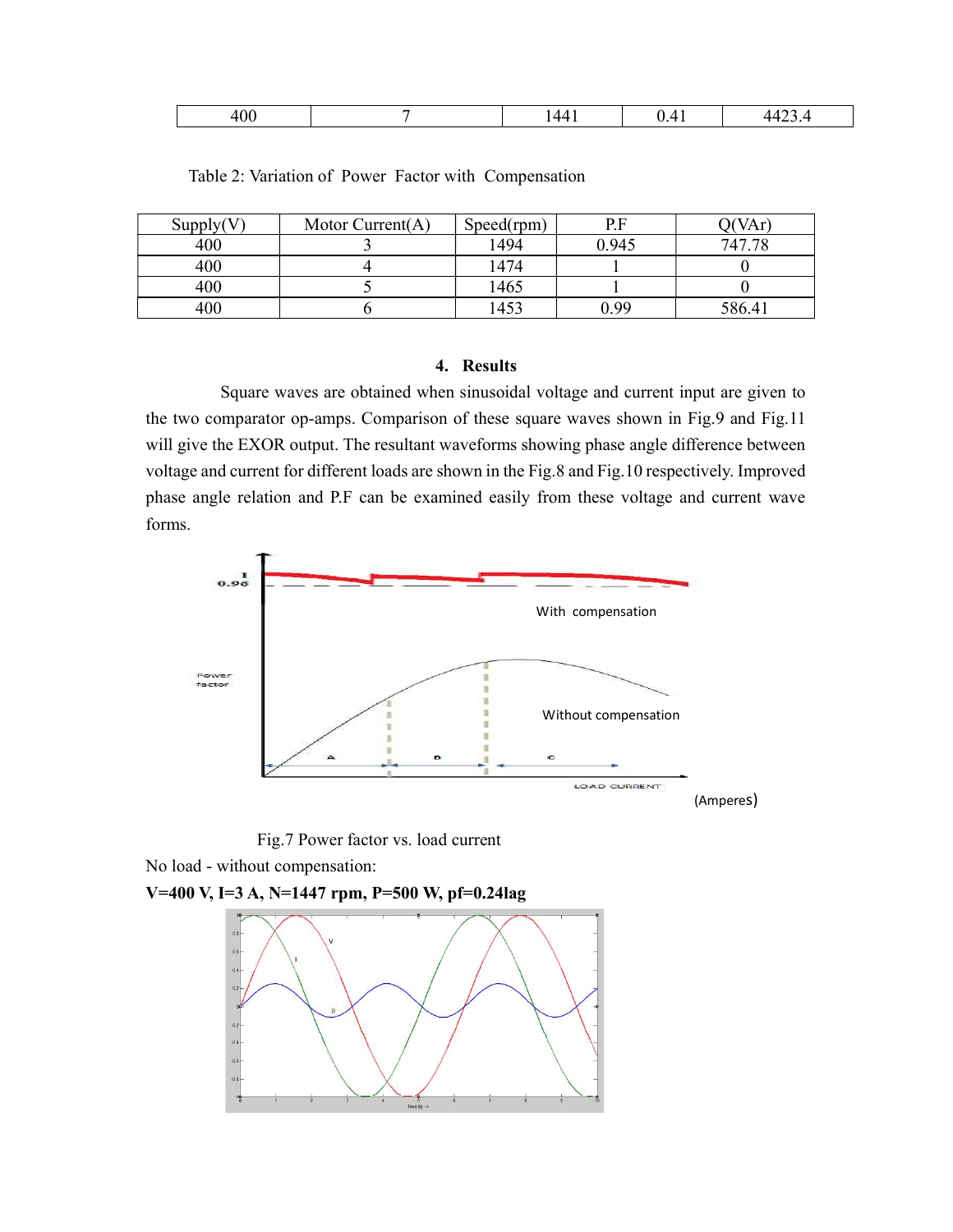| 400 | 7 | 1441 | 0.41 | 4423.4 |
|---|---|---|---|---|

Table 2: Variation of Power Factor with Compensation

| Supply(V) | Motor Current(A) | Speed(rpm) | P.F | Q(VAr) |
|---|---|---|---|---|
| 400 | 3 | 1494 | 0.945 | 747.78 |
| 400 | 4 | 1474 | 1 | 0 |
| 400 | 5 | 1465 | 1 | 0 |
| 400 | 6 | 1453 | 0.99 | 586.41 |

## 4. Results

Square waves are obtained when sinusoidal voltage and current input are given to the two comparator op-amps. Comparison of these square waves shown in Fig.9 and Fig.11 will give the EXOR output. The resultant waveforms showing phase angle difference between voltage and current for different loads are shown in the Fig.8 and Fig.10 respectively. Improved phase angle relation and P.F can be examined easily from these voltage and current wave forms.

Fig.7 Power factor vs. load current

No load - without compensation:

**V=400 V, I=3 A, N=1447 rpm, P=500 W, pf=0.24lag**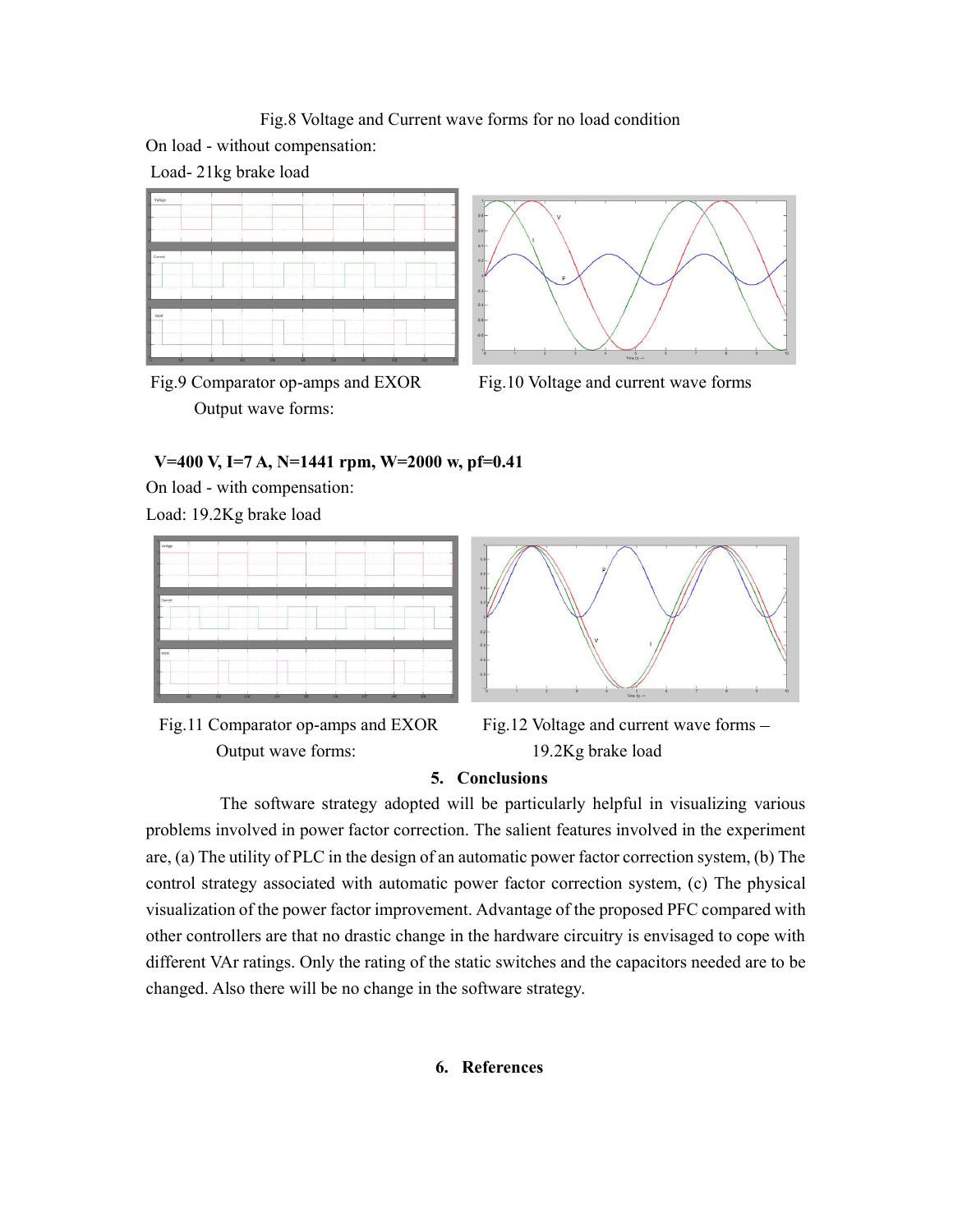Fig.8 Voltage and Current wave forms for no load condition

On load - without compensation:

Load- 21kg brake load

Fig.9 Comparator op-amps and EXOR Output wave forms:

Fig.10 Voltage and current wave forms

**V=400 V, I=7 A, N=1441 rpm, W=2000 w, pf=0.41**

On load - with compensation:

Load: 19.2Kg brake load

Fig.11 Comparator op-amps and EXOR Output wave forms:

Fig.12 Voltage and current wave forms – 19.2Kg brake load

## 5. Conclusions

The software strategy adopted will be particularly helpful in visualizing various problems involved in power factor correction. The salient features involved in the experiment are, (a) The utility of PLC in the design of an automatic power factor correction system, (b) The control strategy associated with automatic power factor correction system, (c) The physical visualization of the power factor improvement. Advantage of the proposed PFC compared with other controllers are that no drastic change in the hardware circuitry is envisaged to cope with different VAr ratings. Only the rating of the static switches and the capacitors needed are to be changed. Also there will be no change in the software strategy.

## 6. References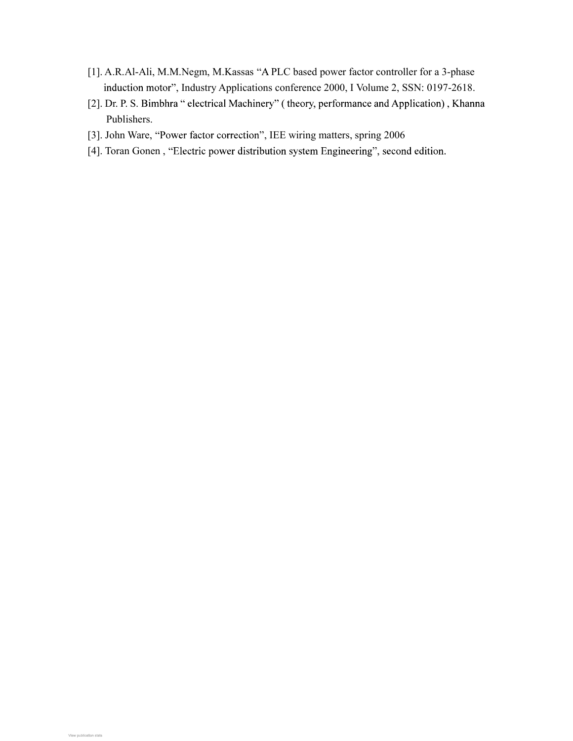[1]. A.R.Al-Ali, M.M.Negm, M.Kassas "A PLC based power factor controller for a 3-phase induction motor", Industry Applications conference 2000, I Volume 2, SSN: 0197-2618.

[2]. Dr. P. S. Bimbhra " electrical Machinery" ( theory, performance and Application) , Khanna Publishers.

[3]. John Ware, "Power factor correction", IEE wiring matters, spring 2006

[4]. Toran Gonen , "Electric power distribution system Engineering", second edition.